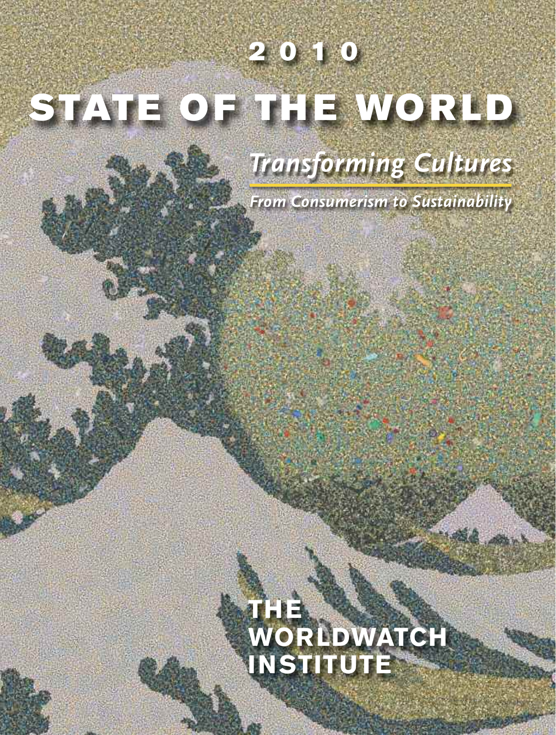# 2010

# STATE OF THE WORLD

## *Transforming Cultures*

*From Consumerism to Sustainability*

**THE WORLDWATCH INSTITUTE**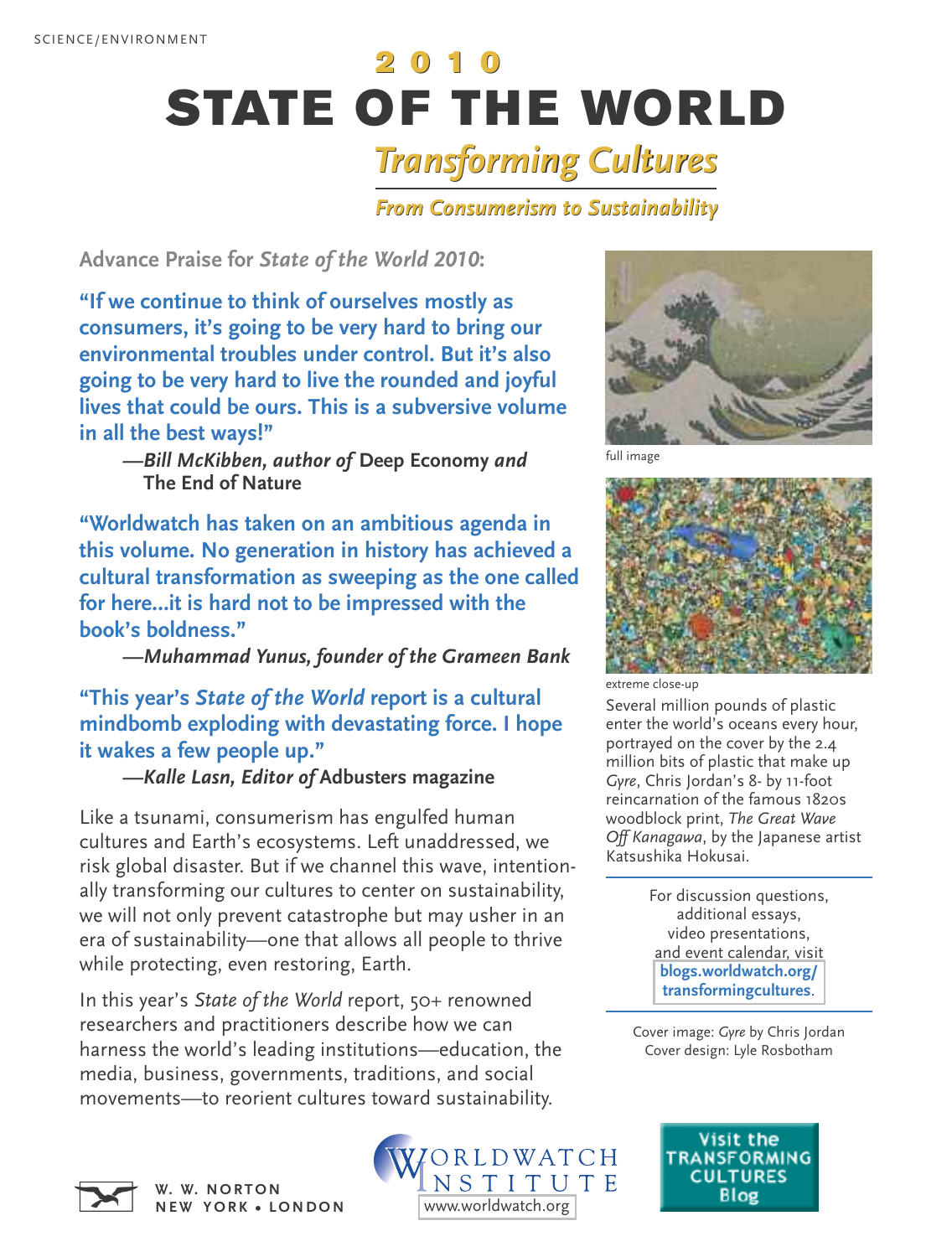SCIENCE/ENVIRONMENT

# 2010 STATE OF THE WORLD

## *Transforming Cultures*

### *From Consumerism to Sustainability*

**Advance Praise for *State of the World 2010*:**

**"If we continue to think of ourselves mostly as consumers, it's going to be very hard to bring our environmental troubles under control. But it's also going to be very hard to live the rounded and joyful lives that could be ours. This is a subversive volume in all the best ways!"**

—*Bill McKibben, author of* **Deep Economy** *and* **The End of Nature**

**"Worldwatch has taken on an ambitious agenda in this volume. No generation in history has achieved a cultural transformation as sweeping as the one called for here...it is hard not to be impressed with the book's boldness."**

—*Muhammad Yunus, founder of the Grameen Bank*

**"This year's *State of the World* report is a cultural mindbomb exploding with devastating force. I hope it wakes a few people up."**

—*Kalle Lasn, Editor of* **Adbusters magazine**

Like a tsunami, consumerism has engulfed human cultures and Earth's ecosystems. Left unaddressed, we risk global disaster. But if we channel this wave, intentionally transforming our cultures to center on sustainability, we will not only prevent catastrophe but may usher in an era of sustainability—one that allows all people to thrive while protecting, even restoring, Earth.

In this year's *State of the World* report, 50+ renowned researchers and practitioners describe how we can harness the world's leading institutions—education, the media, business, governments, traditions, and social movements—to reorient cultures toward sustainability.

full image

extreme close-up

Several million pounds of plastic enter the world's oceans every hour, portrayed on the cover by the 2.4 million bits of plastic that make up *Gyre*, Chris Jordan's 8- by 11-foot reincarnation of the famous 1820s woodblock print, *The Great Wave Off Kanagawa*, by the Japanese artist Katsushika Hokusai.

For discussion questions, additional essays, video presentations, and event calendar, visit **blogs.worldwatch.org/transformingcultures**.

Cover image: *Gyre* by Chris Jordan
Cover design: Lyle Rosbotham

W. W. NORTON
NEW YORK • LONDON

WORLDWATCH INSTITUTE
www.worldwatch.org

Visit the TRANSFORMING CULTURES Blog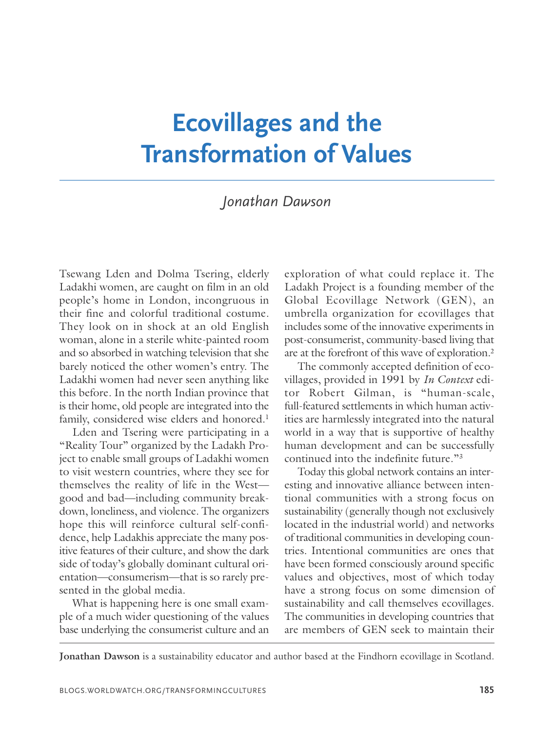# Ecovillages and the Transformation of Values

*Jonathan Dawson*

Tsewang Lden and Dolma Tsering, elderly Ladakhi women, are caught on film in an old people's home in London, incongruous in their fine and colorful traditional costume. They look on in shock at an old English woman, alone in a sterile white-painted room and so absorbed in watching television that she barely noticed the other women's entry. The Ladakhi women had never seen anything like this before. In the north Indian province that is their home, old people are integrated into the family, considered wise elders and honored.[1]

Lden and Tsering were participating in a "Reality Tour" organized by the Ladakh Project to enable small groups of Ladakhi women to visit western countries, where they see for themselves the reality of life in the West—good and bad—including community breakdown, loneliness, and violence. The organizers hope this will reinforce cultural self-confidence, help Ladakhis appreciate the many positive features of their culture, and show the dark side of today's globally dominant cultural orientation—consumerism—that is so rarely presented in the global media.

What is happening here is one small example of a much wider questioning of the values base underlying the consumerist culture and an exploration of what could replace it. The Ladakh Project is a founding member of the Global Ecovillage Network (GEN), an umbrella organization for ecovillages that includes some of the innovative experiments in post-consumerist, community-based living that are at the forefront of this wave of exploration.[2]

The commonly accepted definition of ecovillages, provided in 1991 by *In Context* editor Robert Gilman, is "human-scale, full-featured settlements in which human activities are harmlessly integrated into the natural world in a way that is supportive of healthy human development and can be successfully continued into the indefinite future."[3]

Today this global network contains an interesting and innovative alliance between intentional communities with a strong focus on sustainability (generally though not exclusively located in the industrial world) and networks of traditional communities in developing countries. Intentional communities are ones that have been formed consciously around specific values and objectives, most of which today have a strong focus on some dimension of sustainability and call themselves ecovillages. The communities in developing countries that are members of GEN seek to maintain their

**Jonathan Dawson** is a sustainability educator and author based at the Findhorn ecovillage in Scotland.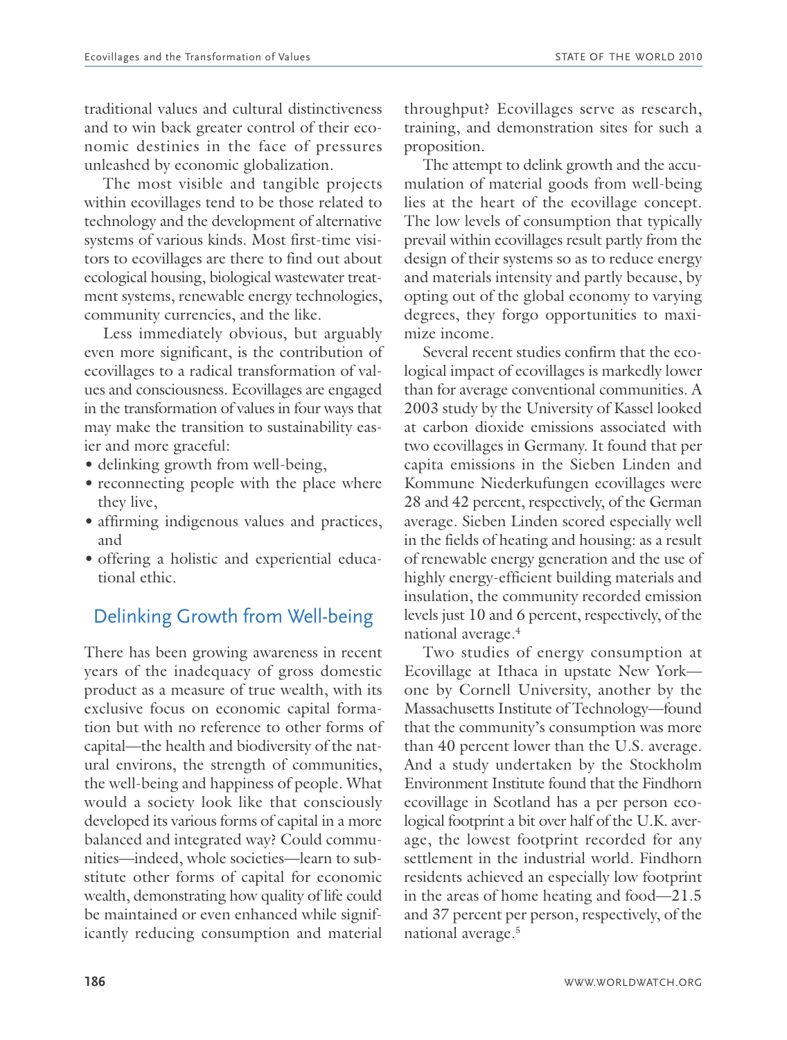traditional values and cultural distinctiveness and to win back greater control of their economic destinies in the face of pressures unleashed by economic globalization.

The most visible and tangible projects within ecovillages tend to be those related to technology and the development of alternative systems of various kinds. Most first-time visitors to ecovillages are there to find out about ecological housing, biological wastewater treatment systems, renewable energy technologies, community currencies, and the like.

Less immediately obvious, but arguably even more significant, is the contribution of ecovillages to a radical transformation of values and consciousness. Ecovillages are engaged in the transformation of values in four ways that may make the transition to sustainability easier and more graceful:

- delinking growth from well-being,
- reconnecting people with the place where they live,
- affirming indigenous values and practices, and
- offering a holistic and experiential educational ethic.

## Delinking Growth from Well-being

There has been growing awareness in recent years of the inadequacy of gross domestic product as a measure of true wealth, with its exclusive focus on economic capital formation but with no reference to other forms of capital—the health and biodiversity of the natural environs, the strength of communities, the well-being and happiness of people. What would a society look like that consciously developed its various forms of capital in a more balanced and integrated way? Could communities—indeed, whole societies—learn to substitute other forms of capital for economic wealth, demonstrating how quality of life could be maintained or even enhanced while significantly reducing consumption and material throughput? Ecovillages serve as research, training, and demonstration sites for such a proposition.

The attempt to delink growth and the accumulation of material goods from well-being lies at the heart of the ecovillage concept. The low levels of consumption that typically prevail within ecovillages result partly from the design of their systems so as to reduce energy and materials intensity and partly because, by opting out of the global economy to varying degrees, they forgo opportunities to maximize income.

Several recent studies confirm that the ecological impact of ecovillages is markedly lower than for average conventional communities. A 2003 study by the University of Kassel looked at carbon dioxide emissions associated with two ecovillages in Germany. It found that per capita emissions in the Sieben Linden and Kommune Niederkufungen ecovillages were 28 and 42 percent, respectively, of the German average. Sieben Linden scored especially well in the fields of heating and housing: as a result of renewable energy generation and the use of highly energy-efficient building materials and insulation, the community recorded emission levels just 10 and 6 percent, respectively, of the national average.[4]

Two studies of energy consumption at Ecovillage at Ithaca in upstate New York—one by Cornell University, another by the Massachusetts Institute of Technology—found that the community's consumption was more than 40 percent lower than the U.S. average. And a study undertaken by the Stockholm Environment Institute found that the Findhorn ecovillage in Scotland has a per person ecological footprint a bit over half of the U.K. average, the lowest footprint recorded for any settlement in the industrial world. Findhorn residents achieved an especially low footprint in the areas of home heating and food—21.5 and 37 percent per person, respectively, of the national average.[5]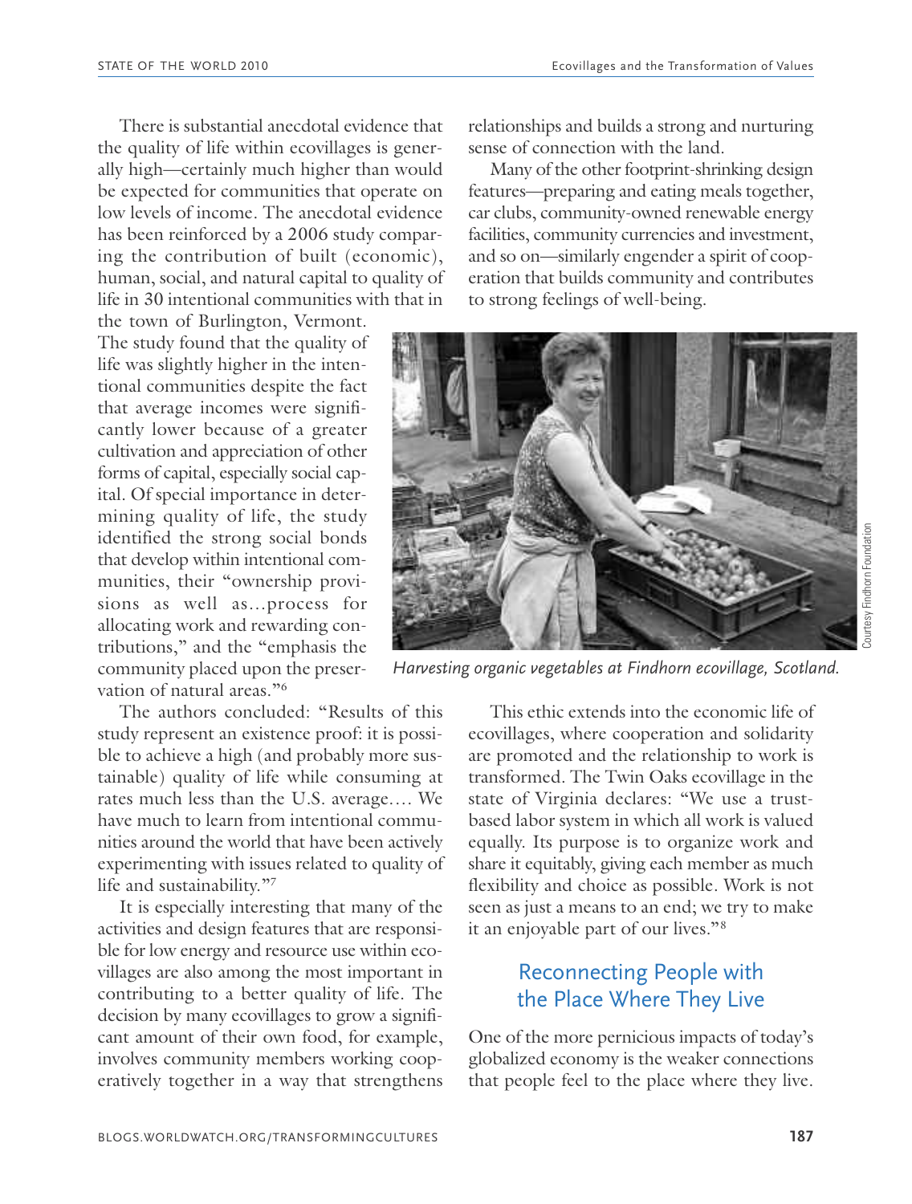There is substantial anecdotal evidence that the quality of life within ecovillages is generally high—certainly much higher than would be expected for communities that operate on low levels of income. The anecdotal evidence has been reinforced by a 2006 study comparing the contribution of built (economic), human, social, and natural capital to quality of life in 30 intentional communities with that in the town of Burlington, Vermont. The study found that the quality of life was slightly higher in the intentional communities despite the fact that average incomes were significantly lower because of a greater cultivation and appreciation of other forms of capital, especially social capital. Of special importance in determining quality of life, the study identified the strong social bonds that develop within intentional communities, their "ownership provisions as well as…process for allocating work and rewarding contributions," and the "emphasis the community placed upon the preservation of natural areas."[6]

The authors concluded: "Results of this study represent an existence proof: it is possible to achieve a high (and probably more sustainable) quality of life while consuming at rates much less than the U.S. average.… We have much to learn from intentional communities around the world that have been actively experimenting with issues related to quality of life and sustainability."[7]

It is especially interesting that many of the activities and design features that are responsible for low energy and resource use within ecovillages are also among the most important in contributing to a better quality of life. The decision by many ecovillages to grow a significant amount of their own food, for example, involves community members working cooperatively together in a way that strengthens relationships and builds a strong and nurturing sense of connection with the land.

Many of the other footprint-shrinking design features—preparing and eating meals together, car clubs, community-owned renewable energy facilities, community currencies and investment, and so on—similarly engender a spirit of cooperation that builds community and contributes to strong feelings of well-being.

*Harvesting organic vegetables at Findhorn ecovillage, Scotland.*

Courtesy Findhorn Foundation

This ethic extends into the economic life of ecovillages, where cooperation and solidarity are promoted and the relationship to work is transformed. The Twin Oaks ecovillage in the state of Virginia declares: "We use a trust-based labor system in which all work is valued equally. Its purpose is to organize work and share it equitably, giving each member as much flexibility and choice as possible. Work is not seen as just a means to an end; we try to make it an enjoyable part of our lives."[8]

## Reconnecting People with the Place Where They Live

One of the more pernicious impacts of today's globalized economy is the weaker connections that people feel to the place where they live.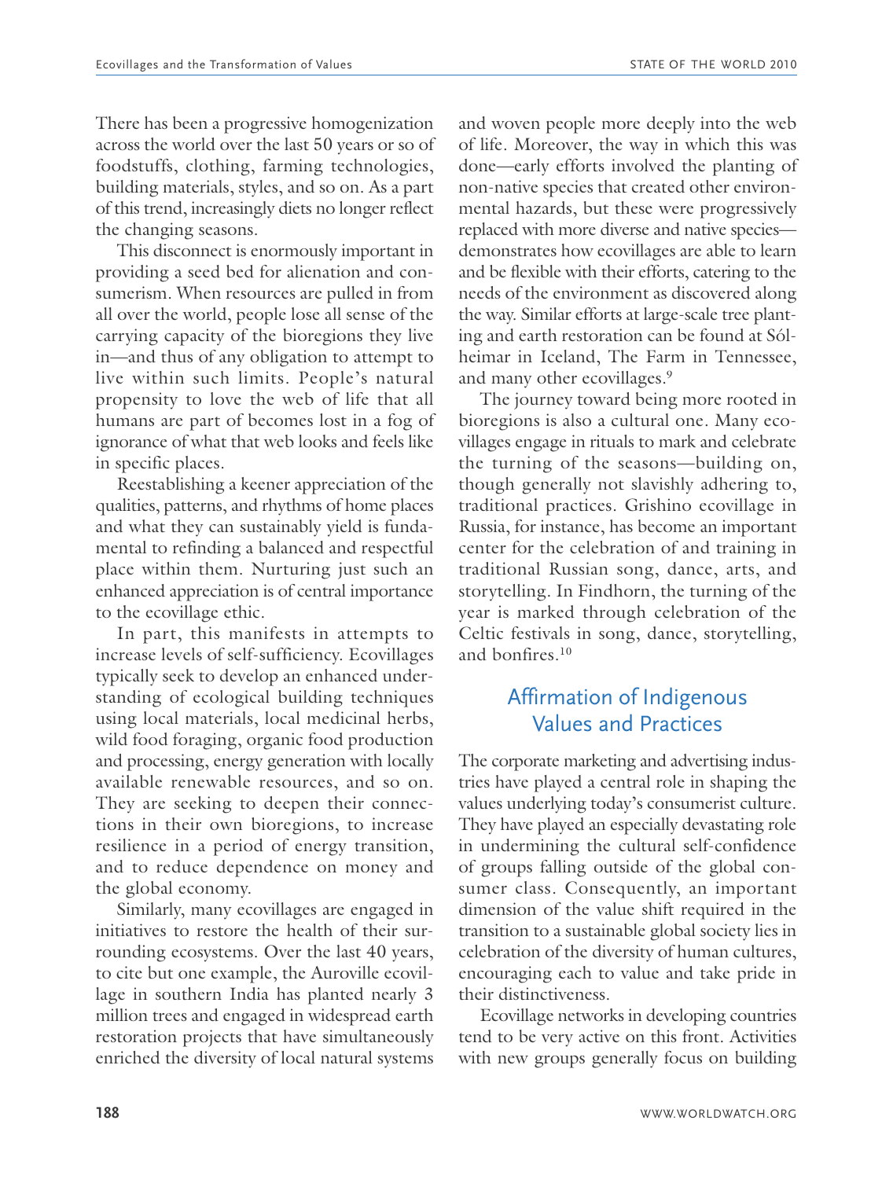There has been a progressive homogenization across the world over the last 50 years or so of foodstuffs, clothing, farming technologies, building materials, styles, and so on. As a part of this trend, increasingly diets no longer reflect the changing seasons.

This disconnect is enormously important in providing a seed bed for alienation and consumerism. When resources are pulled in from all over the world, people lose all sense of the carrying capacity of the bioregions they live in—and thus of any obligation to attempt to live within such limits. People's natural propensity to love the web of life that all humans are part of becomes lost in a fog of ignorance of what that web looks and feels like in specific places.

Reestablishing a keener appreciation of the qualities, patterns, and rhythms of home places and what they can sustainably yield is fundamental to refinding a balanced and respectful place within them. Nurturing just such an enhanced appreciation is of central importance to the ecovillage ethic.

In part, this manifests in attempts to increase levels of self-sufficiency. Ecovillages typically seek to develop an enhanced understanding of ecological building techniques using local materials, local medicinal herbs, wild food foraging, organic food production and processing, energy generation with locally available renewable resources, and so on. They are seeking to deepen their connections in their own bioregions, to increase resilience in a period of energy transition, and to reduce dependence on money and the global economy.

Similarly, many ecovillages are engaged in initiatives to restore the health of their surrounding ecosystems. Over the last 40 years, to cite but one example, the Auroville ecovillage in southern India has planted nearly 3 million trees and engaged in widespread earth restoration projects that have simultaneously enriched the diversity of local natural systems and woven people more deeply into the web of life. Moreover, the way in which this was done—early efforts involved the planting of non-native species that created other environmental hazards, but these were progressively replaced with more diverse and native species—demonstrates how ecovillages are able to learn and be flexible with their efforts, catering to the needs of the environment as discovered along the way. Similar efforts at large-scale tree planting and earth restoration can be found at Sólheimar in Iceland, The Farm in Tennessee, and many other ecovillages.[9]

The journey toward being more rooted in bioregions is also a cultural one. Many ecovillages engage in rituals to mark and celebrate the turning of the seasons—building on, though generally not slavishly adhering to, traditional practices. Grishino ecovillage in Russia, for instance, has become an important center for the celebration of and training in traditional Russian song, dance, arts, and storytelling. In Findhorn, the turning of the year is marked through celebration of the Celtic festivals in song, dance, storytelling, and bonfires.[10]

## Affirmation of Indigenous Values and Practices

The corporate marketing and advertising industries have played a central role in shaping the values underlying today's consumerist culture. They have played an especially devastating role in undermining the cultural self-confidence of groups falling outside of the global consumer class. Consequently, an important dimension of the value shift required in the transition to a sustainable global society lies in celebration of the diversity of human cultures, encouraging each to value and take pride in their distinctiveness.

Ecovillage networks in developing countries tend to be very active on this front. Activities with new groups generally focus on building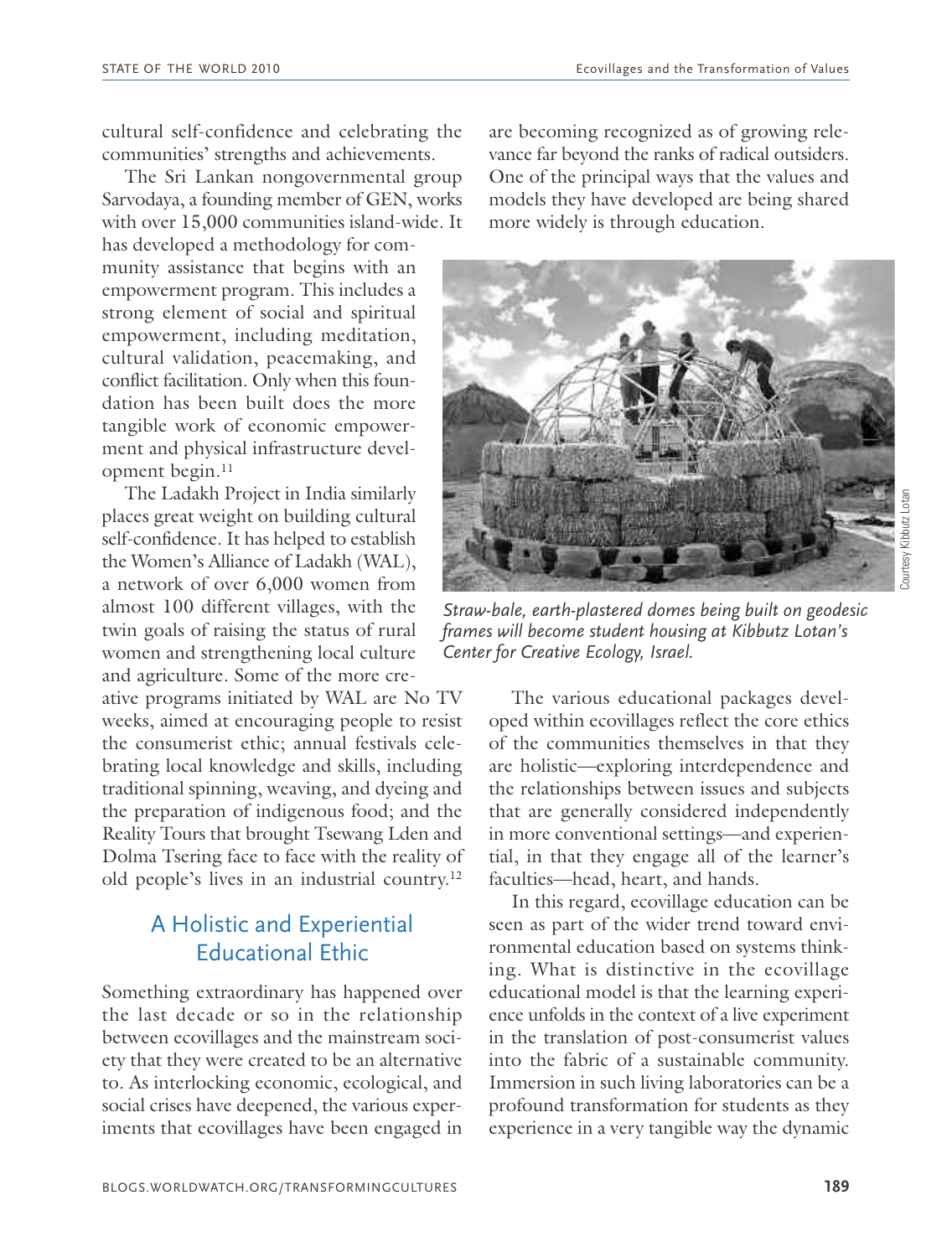cultural self-confidence and celebrating the communities' strengths and achievements.

The Sri Lankan nongovernmental group Sarvodaya, a founding member of GEN, works with over 15,000 communities island-wide. It has developed a methodology for community assistance that begins with an empowerment program. This includes a strong element of social and spiritual empowerment, including meditation, cultural validation, peacemaking, and conflict facilitation. Only when this foundation has been built does the more tangible work of economic empowerment and physical infrastructure development begin.[11]

The Ladakh Project in India similarly places great weight on building cultural self-confidence. It has helped to establish the Women's Alliance of Ladakh (WAL), a network of over 6,000 women from almost 100 different villages, with the twin goals of raising the status of rural women and strengthening local culture and agriculture. Some of the more creative programs initiated by WAL are No TV weeks, aimed at encouraging people to resist the consumerist ethic; annual festivals celebrating local knowledge and skills, including traditional spinning, weaving, and dyeing and the preparation of indigenous food; and the Reality Tours that brought Tsewang Lden and Dolma Tsering face to face with the reality of old people's lives in an industrial country.[12]

## A Holistic and Experiential Educational Ethic

Something extraordinary has happened over the last decade or so in the relationship between ecovillages and the mainstream society that they were created to be an alternative to. As interlocking economic, ecological, and social crises have deepened, the various experiments that ecovillages have been engaged in are becoming recognized as of growing relevance far beyond the ranks of radical outsiders. One of the principal ways that the values and models they have developed are being shared more widely is through education.

*Straw-bale, earth-plastered domes being built on geodesic frames will become student housing at Kibbutz Lotan's Center for Creative Ecology, Israel.*

Courtesy Kibbutz Lotan

The various educational packages developed within ecovillages reflect the core ethics of the communities themselves in that they are holistic—exploring interdependence and the relationships between issues and subjects that are generally considered independently in more conventional settings—and experiential, in that they engage all of the learner's faculties—head, heart, and hands.

In this regard, ecovillage education can be seen as part of the wider trend toward environmental education based on systems thinking. What is distinctive in the ecovillage educational model is that the learning experience unfolds in the context of a live experiment in the translation of post-consumerist values into the fabric of a sustainable community. Immersion in such living laboratories can be a profound transformation for students as they experience in a very tangible way the dynamic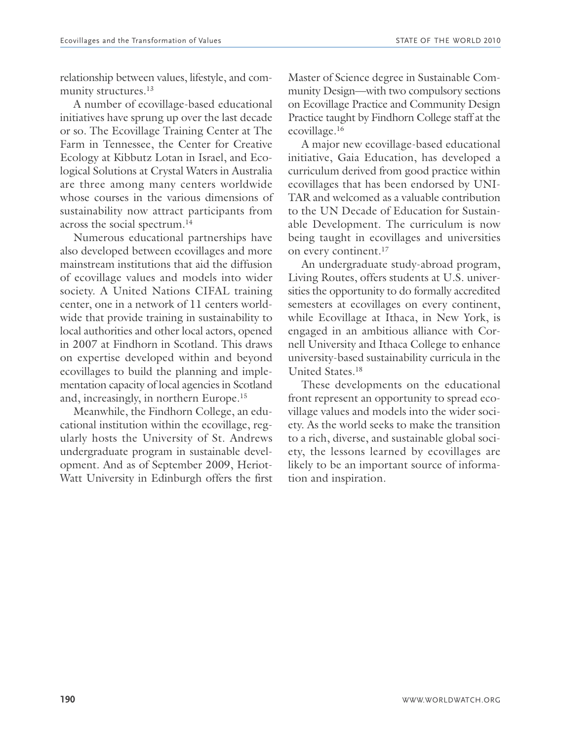relationship between values, lifestyle, and community structures.[13]

A number of ecovillage-based educational initiatives have sprung up over the last decade or so. The Ecovillage Training Center at The Farm in Tennessee, the Center for Creative Ecology at Kibbutz Lotan in Israel, and Ecological Solutions at Crystal Waters in Australia are three among many centers worldwide whose courses in the various dimensions of sustainability now attract participants from across the social spectrum.[14]

Numerous educational partnerships have also developed between ecovillages and more mainstream institutions that aid the diffusion of ecovillage values and models into wider society. A United Nations CIFAL training center, one in a network of 11 centers worldwide that provide training in sustainability to local authorities and other local actors, opened in 2007 at Findhorn in Scotland. This draws on expertise developed within and beyond ecovillages to build the planning and implementation capacity of local agencies in Scotland and, increasingly, in northern Europe.[15]

Meanwhile, the Findhorn College, an educational institution within the ecovillage, regularly hosts the University of St. Andrews undergraduate program in sustainable development. And as of September 2009, Heriot-Watt University in Edinburgh offers the first Master of Science degree in Sustainable Community Design—with two compulsory sections on Ecovillage Practice and Community Design Practice taught by Findhorn College staff at the ecovillage.[16]

A major new ecovillage-based educational initiative, Gaia Education, has developed a curriculum derived from good practice within ecovillages that has been endorsed by UNITAR and welcomed as a valuable contribution to the UN Decade of Education for Sustainable Development. The curriculum is now being taught in ecovillages and universities on every continent.[17]

An undergraduate study-abroad program, Living Routes, offers students at U.S. universities the opportunity to do formally accredited semesters at ecovillages on every continent, while Ecovillage at Ithaca, in New York, is engaged in an ambitious alliance with Cornell University and Ithaca College to enhance university-based sustainability curricula in the United States.[18]

These developments on the educational front represent an opportunity to spread ecovillage values and models into the wider society. As the world seeks to make the transition to a rich, diverse, and sustainable global society, the lessons learned by ecovillages are likely to be an important source of information and inspiration.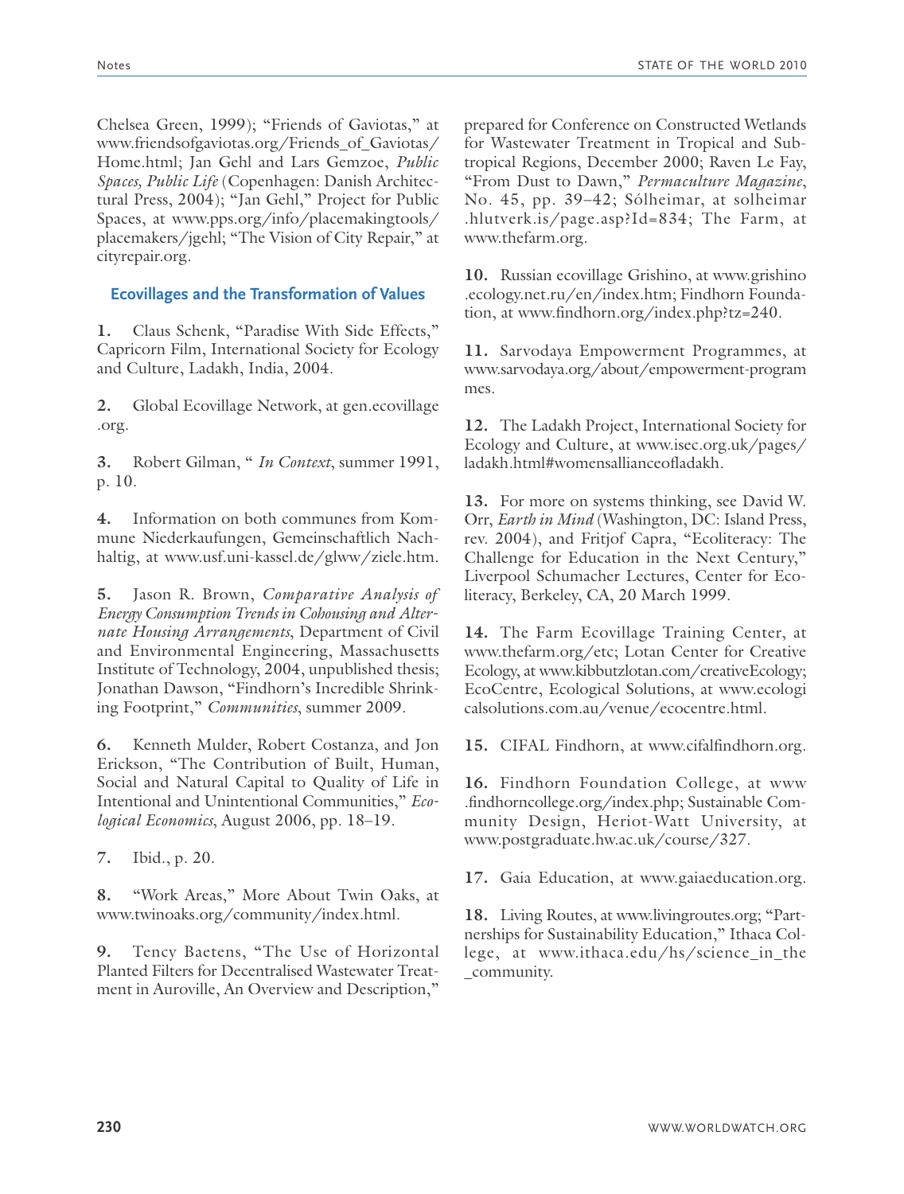Chelsea Green, 1999); "Friends of Gaviotas," at www.friendsofgaviotas.org/Friends_of_Gaviotas/Home.html; Jan Gehl and Lars Gemzoe, *Public Spaces, Public Life* (Copenhagen: Danish Architectural Press, 2004); "Jan Gehl," Project for Public Spaces, at www.pps.org/info/placemakingtools/placemakers/jgehl; "The Vision of City Repair," at cityrepair.org.

### Ecovillages and the Transformation of Values

**1.** Claus Schenk, "Paradise With Side Effects," Capricorn Film, International Society for Ecology and Culture, Ladakh, India, 2004.

**2.** Global Ecovillage Network, at gen.ecovillage.org.

**3.** Robert Gilman, " *In Context*, summer 1991, p. 10.

**4.** Information on both communes from Kommune Niederkaufungen, Gemeinschaftlich Nachhaltig, at www.usf.uni-kassel.de/glww/ziele.htm.

**5.** Jason R. Brown, *Comparative Analysis of Energy Consumption Trends in Cohousing and Alternate Housing Arrangements*, Department of Civil and Environmental Engineering, Massachusetts Institute of Technology, 2004, unpublished thesis; Jonathan Dawson, "Findhorn's Incredible Shrinking Footprint," *Communities*, summer 2009.

**6.** Kenneth Mulder, Robert Costanza, and Jon Erickson, "The Contribution of Built, Human, Social and Natural Capital to Quality of Life in Intentional and Unintentional Communities," *Ecological Economics*, August 2006, pp. 18–19.

**7.** Ibid., p. 20.

**8.** "Work Areas," More About Twin Oaks, at www.twinoaks.org/community/index.html.

**9.** Tency Baetens, "The Use of Horizontal Planted Filters for Decentralised Wastewater Treatment in Auroville, An Overview and Description," prepared for Conference on Constructed Wetlands for Wastewater Treatment in Tropical and Subtropical Regions, December 2000; Raven Le Fay, "From Dust to Dawn," *Permaculture Magazine*, No. 45, pp. 39–42; Sólheimar, at solheimar.hlutverk.is/page.asp?Id=834; The Farm, at www.thefarm.org.

**10.** Russian ecovillage Grishino, at www.grishino.ecology.net.ru/en/index.htm; Findhorn Foundation, at www.findhorn.org/index.php?tz=240.

**11.** Sarvodaya Empowerment Programmes, at www.sarvodaya.org/about/empowerment-programmes.

**12.** The Ladakh Project, International Society for Ecology and Culture, at www.isec.org.uk/pages/ladakh.html#womensallianceofladakh.

**13.** For more on systems thinking, see David W. Orr, *Earth in Mind* (Washington, DC: Island Press, rev. 2004), and Fritjof Capra, "Ecoliteracy: The Challenge for Education in the Next Century," Liverpool Schumacher Lectures, Center for Ecoliteracy, Berkeley, CA, 20 March 1999.

**14.** The Farm Ecovillage Training Center, at www.thefarm.org/etc; Lotan Center for Creative Ecology, at www.kibbutzlotan.com/creativeEcology; EcoCentre, Ecological Solutions, at www.ecologicalsolutions.com.au/venue/ecocentre.html.

**15.** CIFAL Findhorn, at www.cifalfindhorn.org.

**16.** Findhorn Foundation College, at www.findhorncollege.org/index.php; Sustainable Community Design, Heriot-Watt University, at www.postgraduate.hw.ac.uk/course/327.

**17.** Gaia Education, at www.gaiaeducation.org.

**18.** Living Routes, at www.livingroutes.org; "Partnerships for Sustainability Education," Ithaca College, at www.ithaca.edu/hs/science_in_the_community.